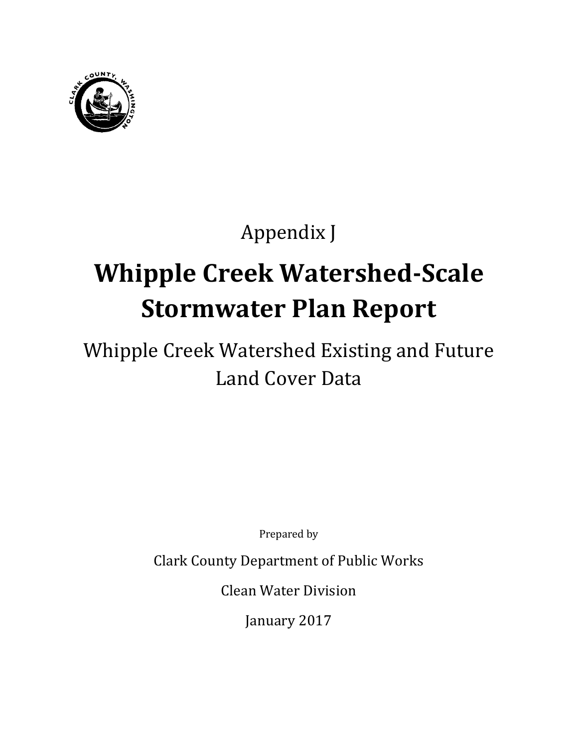Appendix J

# Whipple Creek Watershed-Scale Stormwater Plan Report

## Whipple Creek Watershed Existing and Future Land Cover Data

Prepared by

Clark County Department of Public Works

Clean Water Division

January 2017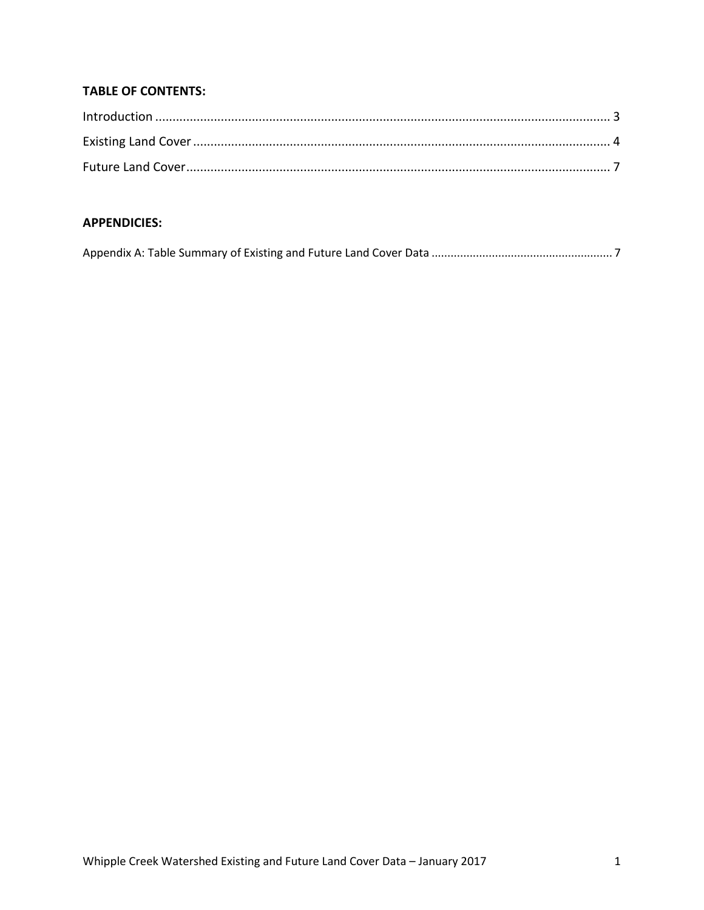**TABLE OF CONTENTS:**

Introduction ........................................................................................................................ 3

Existing Land Cover ............................................................................................................ 4

Future Land Cover ............................................................................................................... 7

**APPENDICIES:**

Appendix A: Table Summary of Existing and Future Land Cover Data ........................................................ 7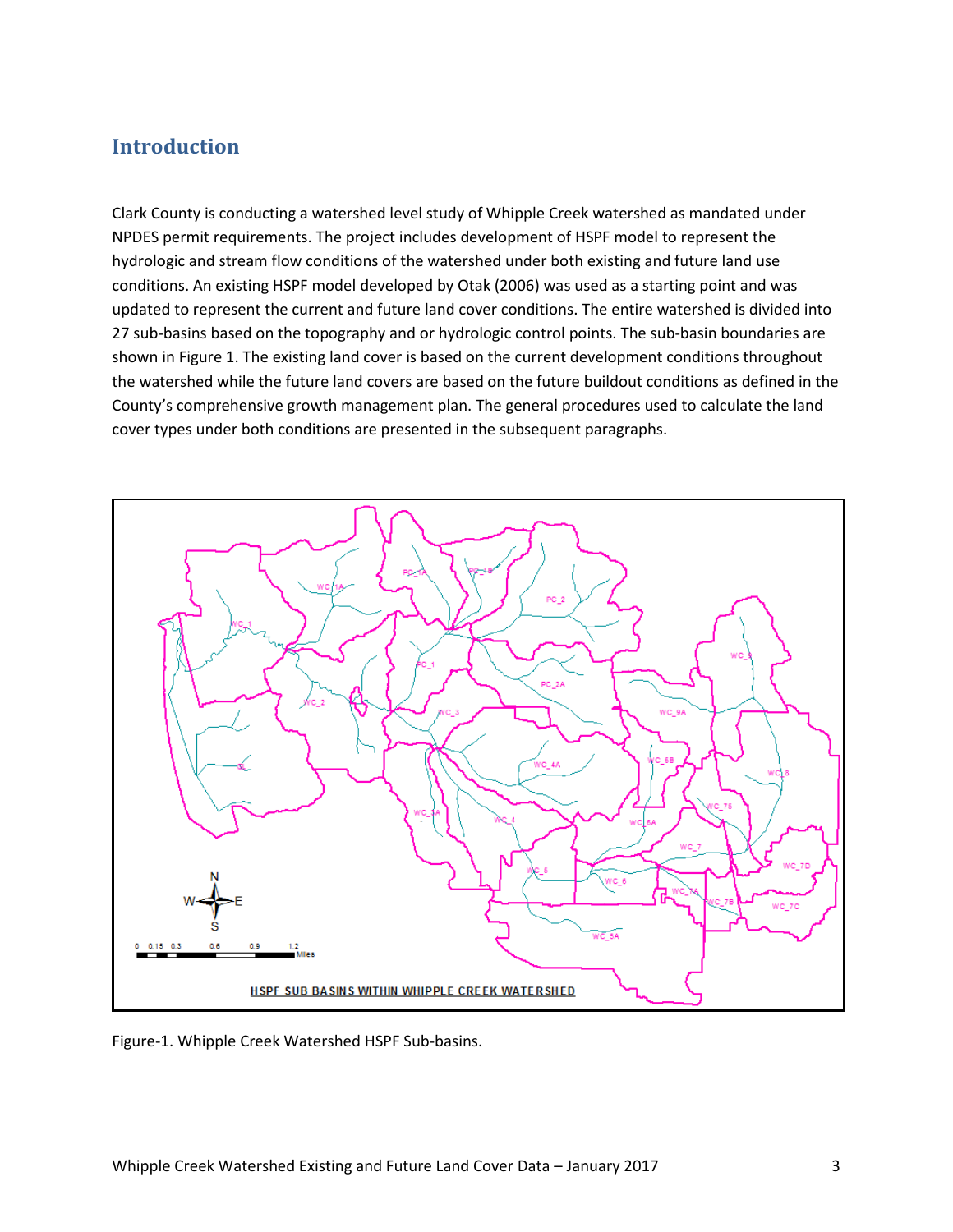## Introduction

Clark County is conducting a watershed level study of Whipple Creek watershed as mandated under NPDES permit requirements. The project includes development of HSPF model to represent the hydrologic and stream flow conditions of the watershed under both existing and future land use conditions. An existing HSPF model developed by Otak (2006) was used as a starting point and was updated to represent the current and future land cover conditions. The entire watershed is divided into 27 sub-basins based on the topography and or hydrologic control points. The sub-basin boundaries are shown in Figure 1. The existing land cover is based on the current development conditions throughout the watershed while the future land covers are based on the future buildout conditions as defined in the County's comprehensive growth management plan. The general procedures used to calculate the land cover types under both conditions are presented in the subsequent paragraphs.

Figure-1. Whipple Creek Watershed HSPF Sub-basins.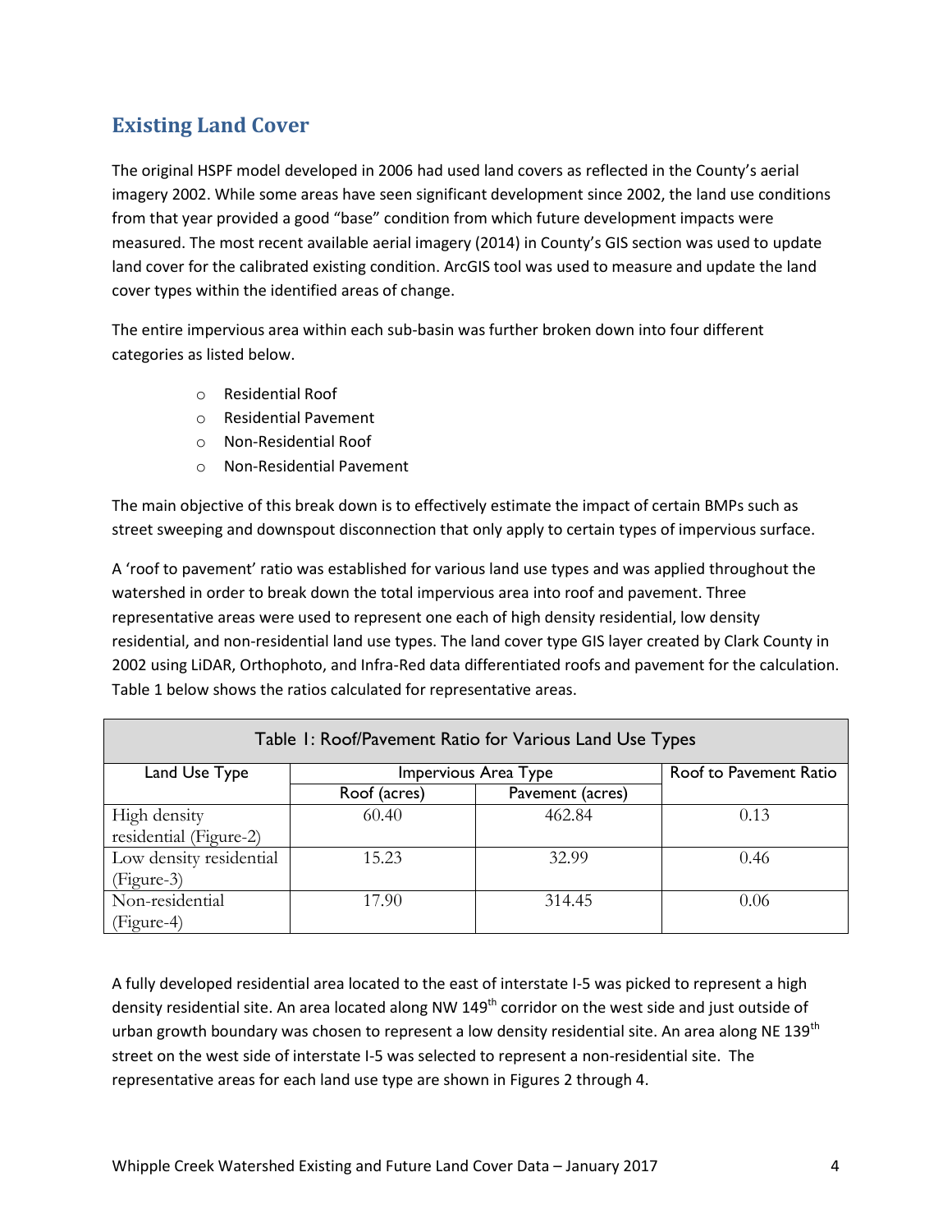## Existing Land Cover

The original HSPF model developed in 2006 had used land covers as reflected in the County's aerial imagery 2002. While some areas have seen significant development since 2002, the land use conditions from that year provided a good "base" condition from which future development impacts were measured. The most recent available aerial imagery (2014) in County's GIS section was used to update land cover for the calibrated existing condition. ArcGIS tool was used to measure and update the land cover types within the identified areas of change.

The entire impervious area within each sub-basin was further broken down into four different categories as listed below.

- Residential Roof
- Residential Pavement
- Non-Residential Roof
- Non-Residential Pavement

The main objective of this break down is to effectively estimate the impact of certain BMPs such as street sweeping and downspout disconnection that only apply to certain types of impervious surface.

A 'roof to pavement' ratio was established for various land use types and was applied throughout the watershed in order to break down the total impervious area into roof and pavement. Three representative areas were used to represent one each of high density residential, low density residential, and non-residential land use types. The land cover type GIS layer created by Clark County in 2002 using LiDAR, Orthophoto, and Infra-Red data differentiated roofs and pavement for the calculation. Table 1 below shows the ratios calculated for representative areas.

Table 1: Roof/Pavement Ratio for Various Land Use Types

| Land Use Type | Impervious Area Type | | Roof to Pavement Ratio |
|---|---|---|---|
| | Roof (acres) | Pavement (acres) | |
| High density residential (Figure-2) | 60.40 | 462.84 | 0.13 |
| Low density residential (Figure-3) | 15.23 | 32.99 | 0.46 |
| Non-residential (Figure-4) | 17.90 | 314.45 | 0.06 |

A fully developed residential area located to the east of interstate I-5 was picked to represent a high density residential site. An area located along NW 149th corridor on the west side and just outside of urban growth boundary was chosen to represent a low density residential site. An area along NE 139th street on the west side of interstate I-5 was selected to represent a non-residential site. The representative areas for each land use type are shown in Figures 2 through 4.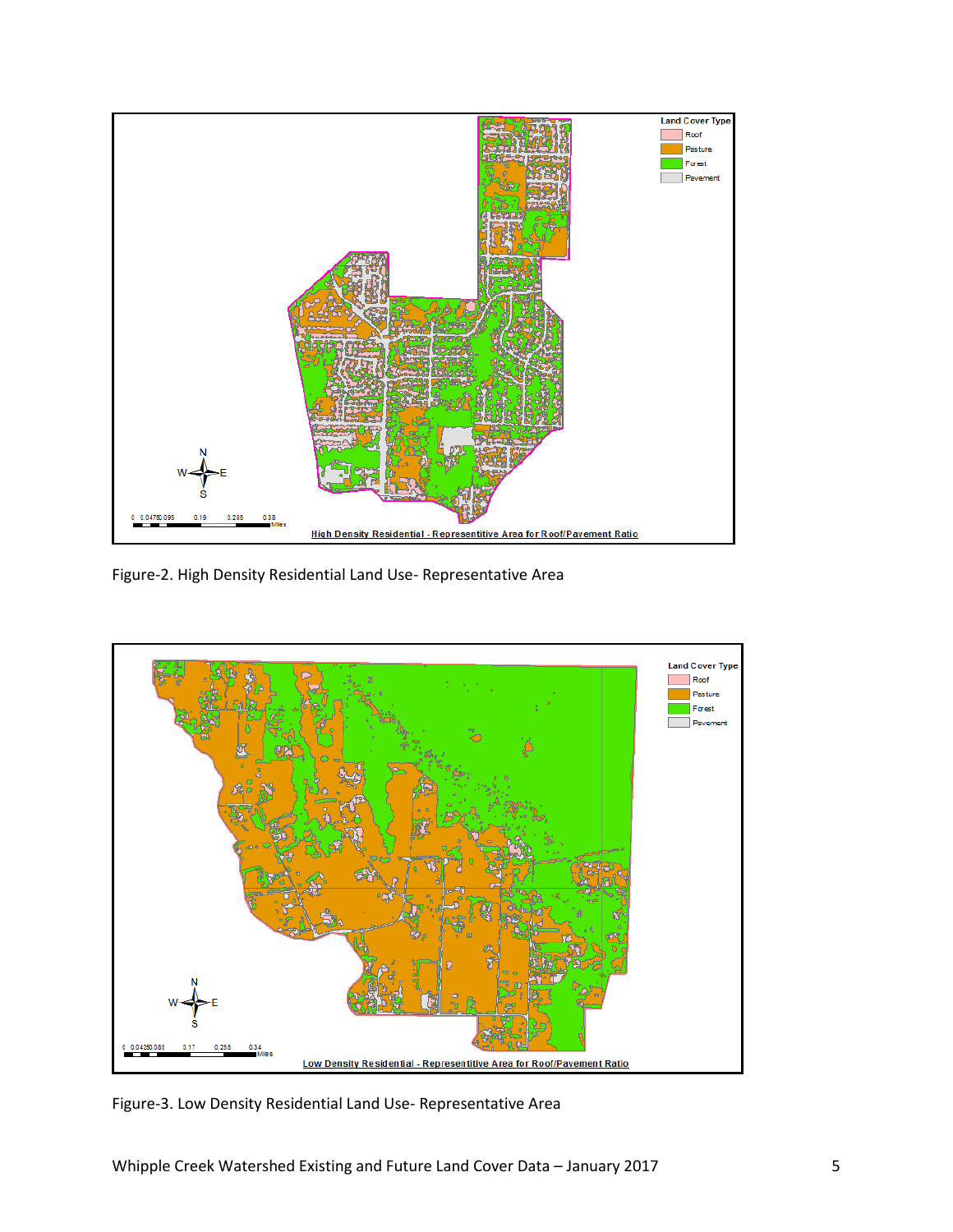Figure-2. High Density Residential Land Use- Representative Area

Figure-3. Low Density Residential Land Use- Representative Area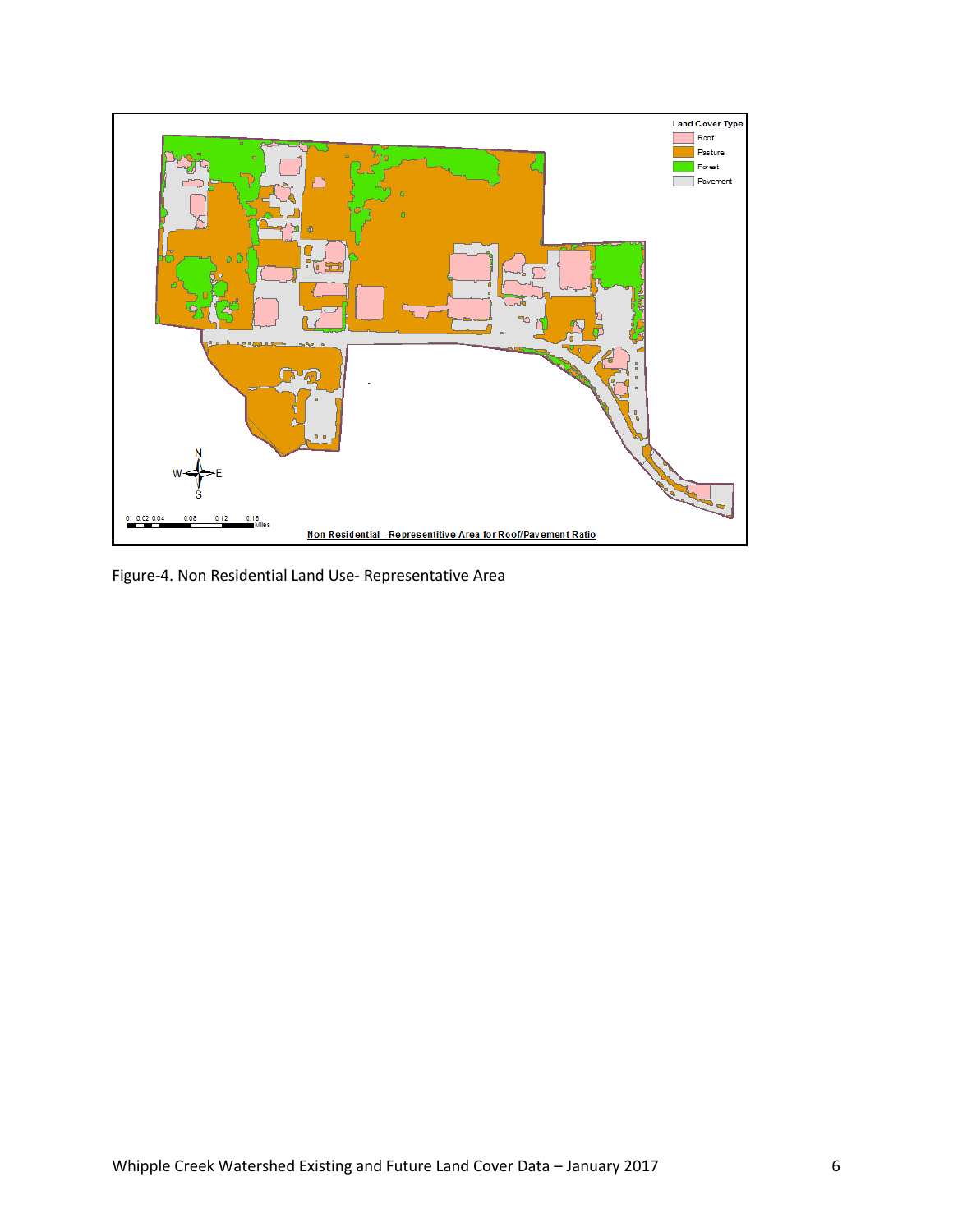Figure-4. Non Residential Land Use- Representative Area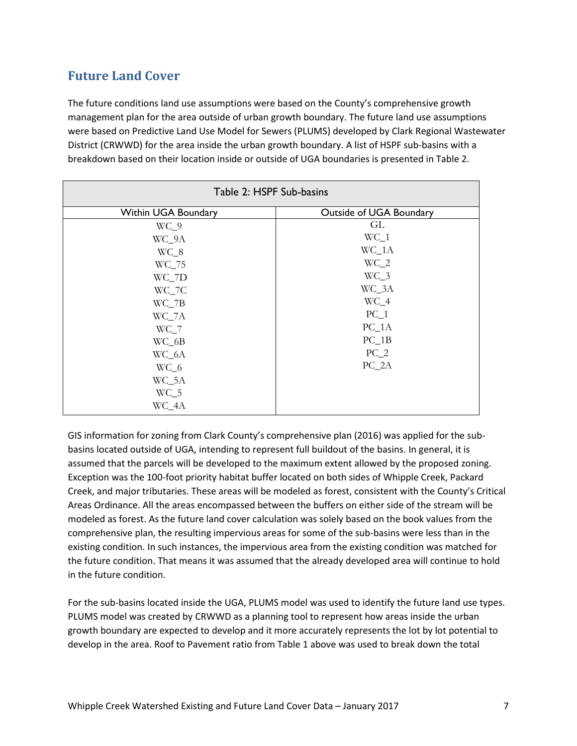## Future Land Cover

The future conditions land use assumptions were based on the County's comprehensive growth management plan for the area outside of urban growth boundary. The future land use assumptions were based on Predictive Land Use Model for Sewers (PLUMS) developed by Clark Regional Wastewater District (CRWWD) for the area inside the urban growth boundary. A list of HSPF sub-basins with a breakdown based on their location inside or outside of UGA boundaries is presented in Table 2.

Table 2: HSPF Sub-basins

| Within UGA Boundary | Outside of UGA Boundary |
|---|---|
| WC_9 | GL |
| WC_9A | WC_1 |
| WC_8 | WC_1A |
| WC_75 | WC_2 |
| WC_7D | WC_3 |
| WC_7C | WC_3A |
| WC_7B | WC_4 |
| WC_7A | PC_1 |
| WC_7 | PC_1A |
| WC_6B | PC_1B |
| WC_6A | PC_2 |
| WC_6 | PC_2A |
| WC_5A | |
| WC_5 | |
| WC_4A | |

GIS information for zoning from Clark County's comprehensive plan (2016) was applied for the sub-basins located outside of UGA, intending to represent full buildout of the basins. In general, it is assumed that the parcels will be developed to the maximum extent allowed by the proposed zoning. Exception was the 100-foot priority habitat buffer located on both sides of Whipple Creek, Packard Creek, and major tributaries. These areas will be modeled as forest, consistent with the County's Critical Areas Ordinance. All the areas encompassed between the buffers on either side of the stream will be modeled as forest. As the future land cover calculation was solely based on the book values from the comprehensive plan, the resulting impervious areas for some of the sub-basins were less than in the existing condition. In such instances, the impervious area from the existing condition was matched for the future condition. That means it was assumed that the already developed area will continue to hold in the future condition.

For the sub-basins located inside the UGA, PLUMS model was used to identify the future land use types. PLUMS model was created by CRWWD as a planning tool to represent how areas inside the urban growth boundary are expected to develop and it more accurately represents the lot by lot potential to develop in the area. Roof to Pavement ratio from Table 1 above was used to break down the total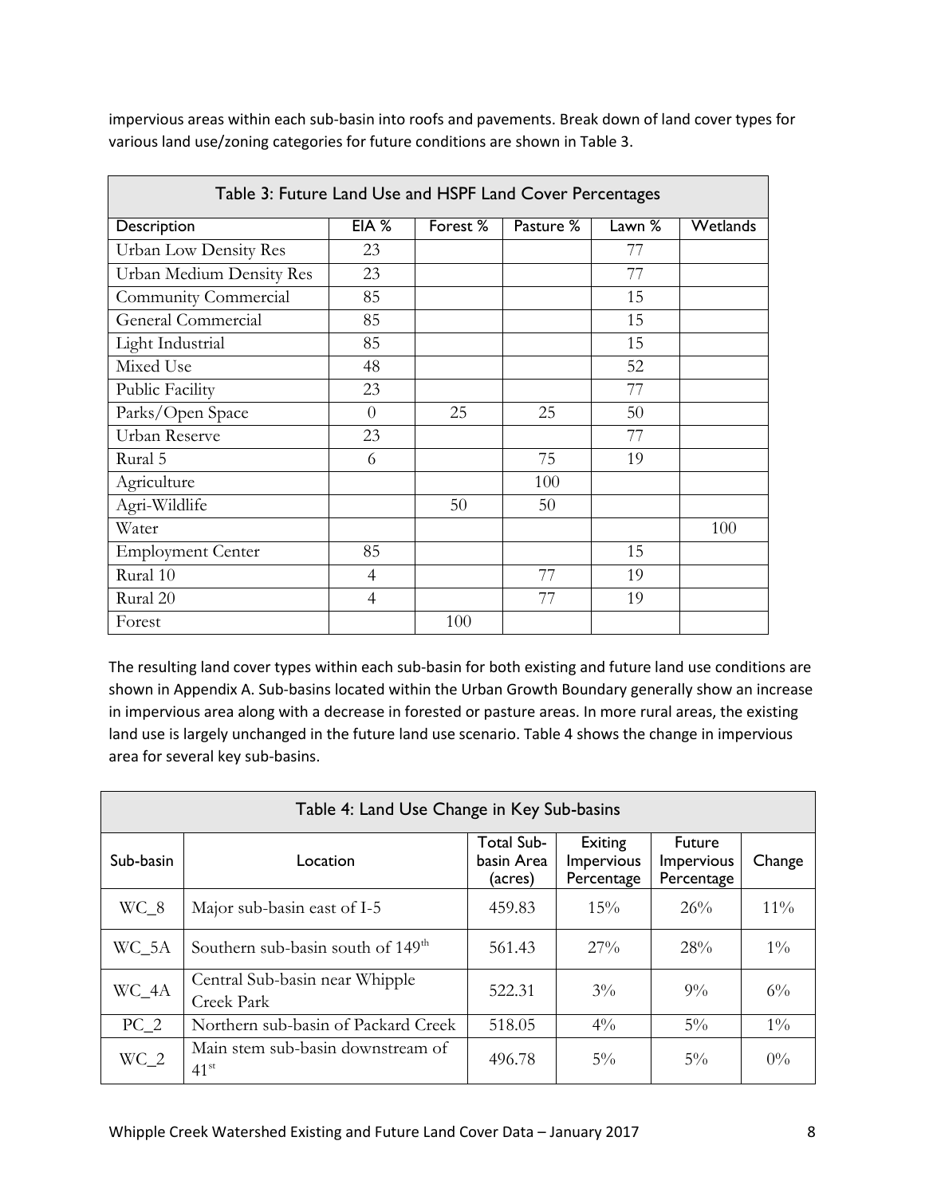impervious areas within each sub-basin into roofs and pavements. Break down of land cover types for various land use/zoning categories for future conditions are shown in Table 3.

| Table 3: Future Land Use and HSPF Land Cover Percentages | | | | | |
|---|---|---|---|---|---|
| Description | EIA % | Forest % | Pasture % | Lawn % | Wetlands |
| Urban Low Density Res | 23 | | | 77 | |
| Urban Medium Density Res | 23 | | | 77 | |
| Community Commercial | 85 | | | 15 | |
| General Commercial | 85 | | | 15 | |
| Light Industrial | 85 | | | 15 | |
| Mixed Use | 48 | | | 52 | |
| Public Facility | 23 | | | 77 | |
| Parks/Open Space | 0 | 25 | 25 | 50 | |
| Urban Reserve | 23 | | | 77 | |
| Rural 5 | 6 | | 75 | 19 | |
| Agriculture | | | 100 | | |
| Agri-Wildlife | | 50 | 50 | | |
| Water | | | | | 100 |
| Employment Center | 85 | | | 15 | |
| Rural 10 | 4 | | 77 | 19 | |
| Rural 20 | 4 | | 77 | 19 | |
| Forest | | 100 | | | |

The resulting land cover types within each sub-basin for both existing and future land use conditions are shown in Appendix A. Sub-basins located within the Urban Growth Boundary generally show an increase in impervious area along with a decrease in forested or pasture areas. In more rural areas, the existing land use is largely unchanged in the future land use scenario. Table 4 shows the change in impervious area for several key sub-basins.

| Table 4: Land Use Change in Key Sub-basins | | | | | |
|---|---|---|---|---|---|
| Sub-basin | Location | Total Sub-basin Area (acres) | Exiting Impervious Percentage | Future Impervious Percentage | Change |
| WC_8 | Major sub-basin east of I-5 | 459.83 | 15% | 26% | 11% |
| WC_5A | Southern sub-basin south of 149th | 561.43 | 27% | 28% | 1% |
| WC_4A | Central Sub-basin near Whipple Creek Park | 522.31 | 3% | 9% | 6% |
| PC_2 | Northern sub-basin of Packard Creek | 518.05 | 4% | 5% | 1% |
| WC_2 | Main stem sub-basin downstream of 41st | 496.78 | 5% | 5% | 0% |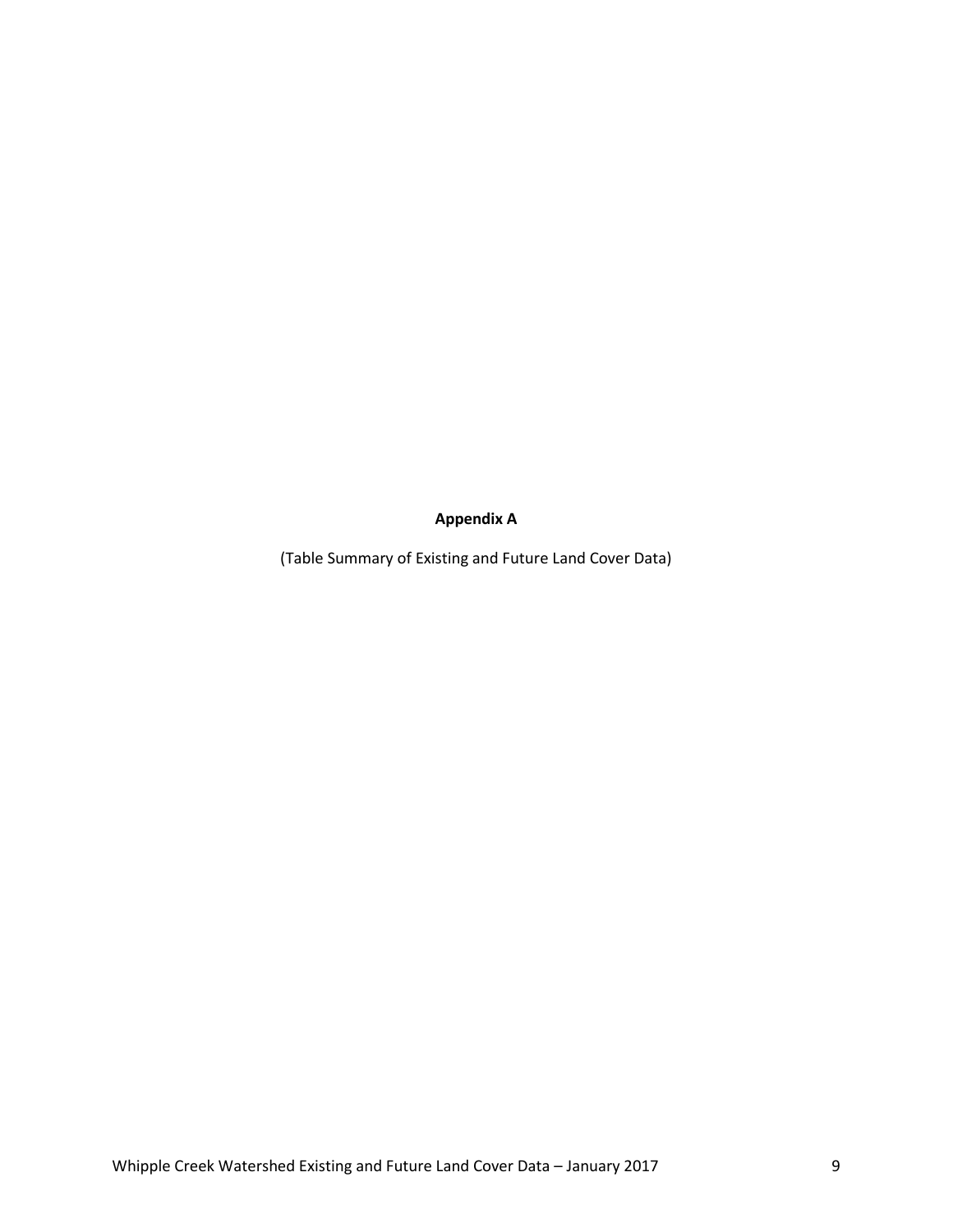**Appendix A**

(Table Summary of Existing and Future Land Cover Data)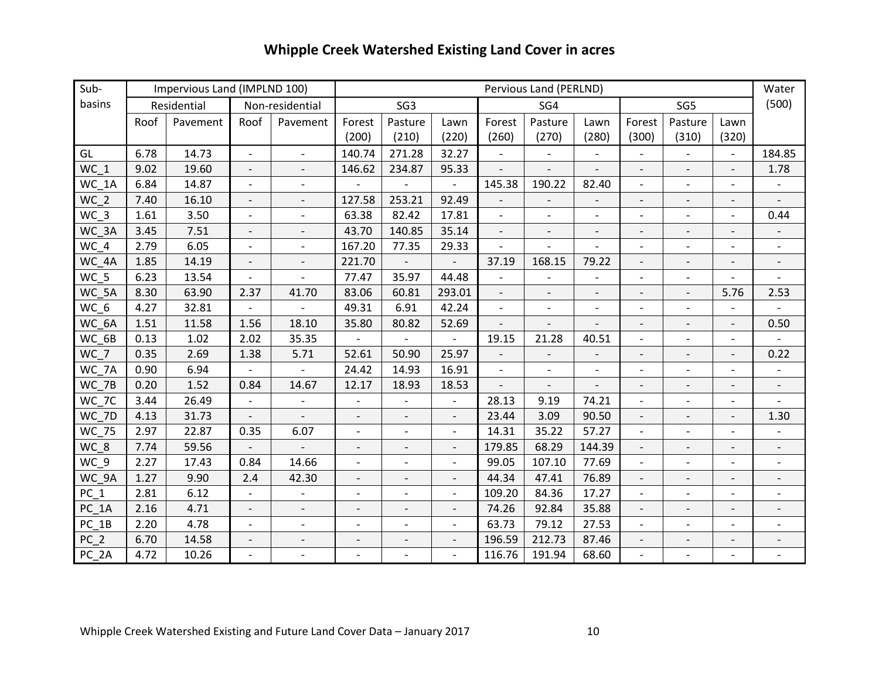## Whipple Creek Watershed Existing Land Cover in acres

| Sub-basins | Impervious Land (IMPLND 100) | | | | Pervious Land (PERLND) | | | | | | | | | Water (500) |
|---|---|---|---|---|---|---|---|---|---|---|---|---|---|---|
| | Residential | | Non-residential | | SG3 | | | SG4 | | | SG5 | | | |
| | Roof | Pavement | Roof | Pavement | Forest (200) | Pasture (210) | Lawn (220) | Forest (260) | Pasture (270) | Lawn (280) | Forest (300) | Pasture (310) | Lawn (320) | |
| GL | 6.78 | 14.73 | - | - | 140.74 | 271.28 | 32.27 | - | - | - | - | - | - | 184.85 |
| WC_1 | 9.02 | 19.60 | - | - | 146.62 | 234.87 | 95.33 | - | - | - | - | - | - | 1.78 |
| WC_1A | 6.84 | 14.87 | - | - | - | - | - | 145.38 | 190.22 | 82.40 | - | - | - | - |
| WC_2 | 7.40 | 16.10 | - | - | 127.58 | 253.21 | 92.49 | - | - | - | - | - | - | - |
| WC_3 | 1.61 | 3.50 | - | - | 63.38 | 82.42 | 17.81 | - | - | - | - | - | - | 0.44 |
| WC_3A | 3.45 | 7.51 | - | - | 43.70 | 140.85 | 35.14 | - | - | - | - | - | - | - |
| WC_4 | 2.79 | 6.05 | - | - | 167.20 | 77.35 | 29.33 | - | - | - | - | - | - | - |
| WC_4A | 1.85 | 14.19 | - | - | 221.70 | - | - | 37.19 | 168.15 | 79.22 | - | - | - | - |
| WC_5 | 6.23 | 13.54 | - | - | 77.47 | 35.97 | 44.48 | - | - | - | - | - | - | - |
| WC_5A | 8.30 | 63.90 | 2.37 | 41.70 | 83.06 | 60.81 | 293.01 | - | - | - | - | - | 5.76 | 2.53 |
| WC_6 | 4.27 | 32.81 | - | - | 49.31 | 6.91 | 42.24 | - | - | - | - | - | - | - |
| WC_6A | 1.51 | 11.58 | 1.56 | 18.10 | 35.80 | 80.82 | 52.69 | - | - | - | - | - | - | 0.50 |
| WC_6B | 0.13 | 1.02 | 2.02 | 35.35 | - | - | - | 19.15 | 21.28 | 40.51 | - | - | - | - |
| WC_7 | 0.35 | 2.69 | 1.38 | 5.71 | 52.61 | 50.90 | 25.97 | - | - | - | - | - | - | 0.22 |
| WC_7A | 0.90 | 6.94 | - | - | 24.42 | 14.93 | 16.91 | - | - | - | - | - | - | - |
| WC_7B | 0.20 | 1.52 | 0.84 | 14.67 | 12.17 | 18.93 | 18.53 | - | - | - | - | - | - | - |
| WC_7C | 3.44 | 26.49 | - | - | - | - | - | 28.13 | 9.19 | 74.21 | - | - | - | - |
| WC_7D | 4.13 | 31.73 | - | - | - | - | - | 23.44 | 3.09 | 90.50 | - | - | - | 1.30 |
| WC_75 | 2.97 | 22.87 | 0.35 | 6.07 | - | - | - | 14.31 | 35.22 | 57.27 | - | - | - | - |
| WC_8 | 7.74 | 59.56 | - | - | - | - | - | 179.85 | 68.29 | 144.39 | - | - | - | - |
| WC_9 | 2.27 | 17.43 | 0.84 | 14.66 | - | - | - | 99.05 | 107.10 | 77.69 | - | - | - | - |
| WC_9A | 1.27 | 9.90 | 2.4 | 42.30 | - | - | - | 44.34 | 47.41 | 76.89 | - | - | - | - |
| PC_1 | 2.81 | 6.12 | - | - | - | - | - | 109.20 | 84.36 | 17.27 | - | - | - | - |
| PC_1A | 2.16 | 4.71 | - | - | - | - | - | 74.26 | 92.84 | 35.88 | - | - | - | - |
| PC_1B | 2.20 | 4.78 | - | - | - | - | - | 63.73 | 79.12 | 27.53 | - | - | - | - |
| PC_2 | 6.70 | 14.58 | - | - | - | - | - | 196.59 | 212.73 | 87.46 | - | - | - | - |
| PC_2A | 4.72 | 10.26 | - | - | - | - | - | 116.76 | 191.94 | 68.60 | - | - | - | - |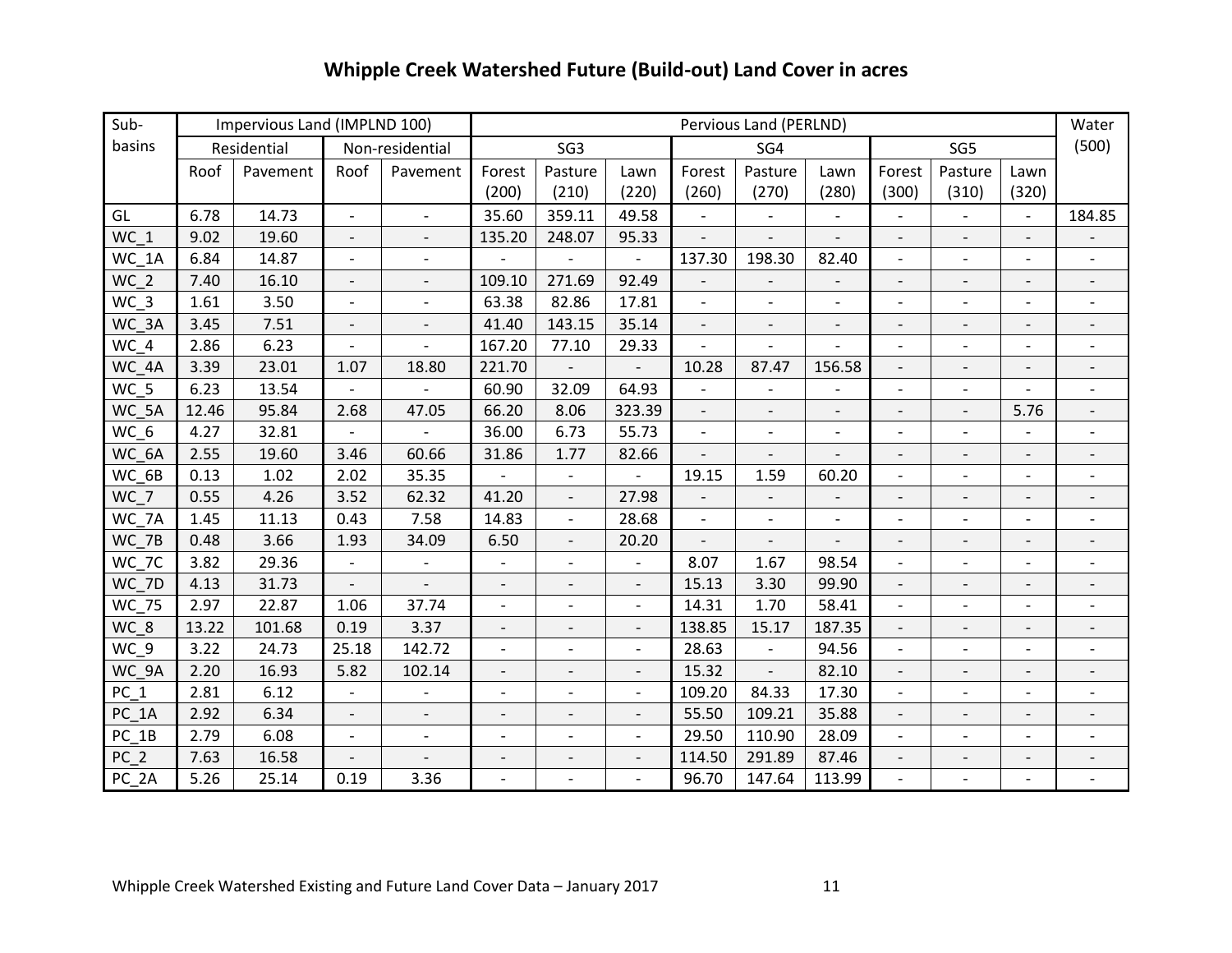# Whipple Creek Watershed Future (Build-out) Land Cover in acres

| Sub-basins | Impervious Land (IMPLND 100) | | | | Pervious Land (PERLND) | | | | | | | | | Water (500) |
|---|---|---|---|---|---|---|---|---|---|---|---|---|---|---|
| | Residential | | Non-residential | | SG3 | | | SG4 | | | SG5 | | | |
| | Roof | Pavement | Roof | Pavement | Forest (200) | Pasture (210) | Lawn (220) | Forest (260) | Pasture (270) | Lawn (280) | Forest (300) | Pasture (310) | Lawn (320) | |
| GL | 6.78 | 14.73 | - | - | 35.60 | 359.11 | 49.58 | - | - | - | - | - | - | 184.85 |
| WC_1 | 9.02 | 19.60 | - | - | 135.20 | 248.07 | 95.33 | - | - | - | - | - | - | - |
| WC_1A | 6.84 | 14.87 | - | - | - | - | - | 137.30 | 198.30 | 82.40 | - | - | - | - |
| WC_2 | 7.40 | 16.10 | - | - | 109.10 | 271.69 | 92.49 | - | - | - | - | - | - | - |
| WC_3 | 1.61 | 3.50 | - | - | 63.38 | 82.86 | 17.81 | - | - | - | - | - | - | - |
| WC_3A | 3.45 | 7.51 | - | - | 41.40 | 143.15 | 35.14 | - | - | - | - | - | - | - |
| WC_4 | 2.86 | 6.23 | - | - | 167.20 | 77.10 | 29.33 | - | - | - | - | - | - | - |
| WC_4A | 3.39 | 23.01 | 1.07 | 18.80 | 221.70 | - | - | 10.28 | 87.47 | 156.58 | - | - | - | - |
| WC_5 | 6.23 | 13.54 | - | - | 60.90 | 32.09 | 64.93 | - | - | - | - | - | - | - |
| WC_5A | 12.46 | 95.84 | 2.68 | 47.05 | 66.20 | 8.06 | 323.39 | - | - | - | - | - | 5.76 | - |
| WC_6 | 4.27 | 32.81 | - | - | 36.00 | 6.73 | 55.73 | - | - | - | - | - | - | - |
| WC_6A | 2.55 | 19.60 | 3.46 | 60.66 | 31.86 | 1.77 | 82.66 | - | - | - | - | - | - | - |
| WC_6B | 0.13 | 1.02 | 2.02 | 35.35 | - | - | - | 19.15 | 1.59 | 60.20 | - | - | - | - |
| WC_7 | 0.55 | 4.26 | 3.52 | 62.32 | 41.20 | - | 27.98 | - | - | - | - | - | - | - |
| WC_7A | 1.45 | 11.13 | 0.43 | 7.58 | 14.83 | - | 28.68 | - | - | - | - | - | - | - |
| WC_7B | 0.48 | 3.66 | 1.93 | 34.09 | 6.50 | - | 20.20 | - | - | - | - | - | - | - |
| WC_7C | 3.82 | 29.36 | - | - | - | - | - | 8.07 | 1.67 | 98.54 | - | - | - | - |
| WC_7D | 4.13 | 31.73 | - | - | - | - | - | 15.13 | 3.30 | 99.90 | - | - | - | - |
| WC_75 | 2.97 | 22.87 | 1.06 | 37.74 | - | - | - | 14.31 | 1.70 | 58.41 | - | - | - | - |
| WC_8 | 13.22 | 101.68 | 0.19 | 3.37 | - | - | - | 138.85 | 15.17 | 187.35 | - | - | - | - |
| WC_9 | 3.22 | 24.73 | 25.18 | 142.72 | - | - | - | 28.63 | - | 94.56 | - | - | - | - |
| WC_9A | 2.20 | 16.93 | 5.82 | 102.14 | - | - | - | 15.32 | - | 82.10 | - | - | - | - |
| PC_1 | 2.81 | 6.12 | - | - | - | - | - | 109.20 | 84.33 | 17.30 | - | - | - | - |
| PC_1A | 2.92 | 6.34 | - | - | - | - | - | 55.50 | 109.21 | 35.88 | - | - | - | - |
| PC_1B | 2.79 | 6.08 | - | - | - | - | - | 29.50 | 110.90 | 28.09 | - | - | - | - |
| PC_2 | 7.63 | 16.58 | - | - | - | - | - | 114.50 | 291.89 | 87.46 | - | - | - | - |
| PC_2A | 5.26 | 25.14 | 0.19 | 3.36 | - | - | - | 96.70 | 147.64 | 113.99 | - | - | - | - |